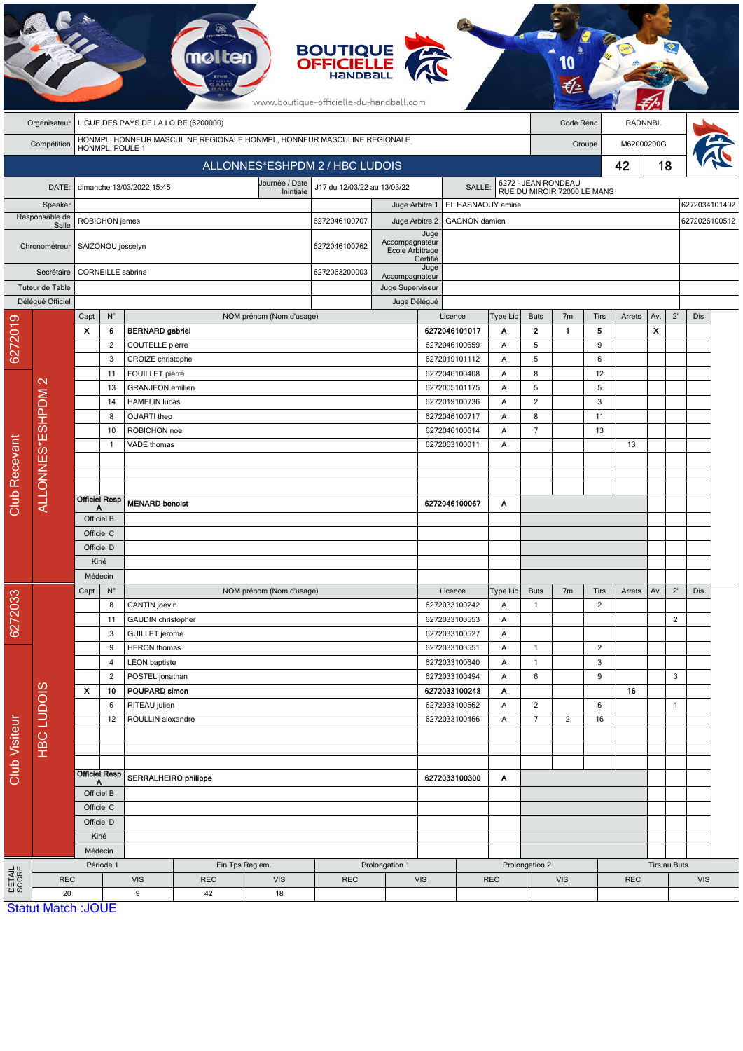BOUTIQUE OFFICIELLE HANDBALL

www.boutique-officielle-du-handball.com

| Organisateur | LIGUE DES PAYS DE LA LOIRE (6200000) | Code Renc | RADNNBL |
|---|---|---|---|
| Compétition | HONMPL, HONNEUR MASCULINE REGIONALE HONMPL, HONNEUR MASCULINE REGIONALE HONMPL, POULE 1 | Groupe | M62000200G |

## ALLONNES*ESHPDM 2 / HBC LUDOIS — 42 / 18

| DATE: | dimanche 13/03/2022 15:45 | Journée / Date Inintiale | J17 du 12/03/22 au 13/03/22 | SALLE: | 6272 - JEAN RONDEAU RUE DU MIROIR 72000 LE MANS |
|---|---|---|---|---|---|

| Rôle | Nom | Licence | Rôle | Nom | Licence |
|---|---|---|---|---|---|
| Speaker | | | Juge Arbitre 1 | EL HASNAOUY amine | 6272034101492 |
| Responsable de Salle | ROBICHON james | 6272046100707 | Juge Arbitre 2 | GAGNON damien | 6272026100512 |
| Chronométreur | SAIZONOU josselyn | 6272046100762 | Juge Accompagnateur Ecole Arbitrage Certifié | | |
| Secrétaire | CORNEILLE sabrina | 6272063200003 | Juge Accompagnateur | | |
| Tuteur de Table | | | Juge Superviseur | | |
| Délégué Officiel | | | Juge Délégué | | |

### Club Recevant — 6272019 — ALLONNES*ESHPDM 2

| Capt | N° | NOM prénom (Nom d'usage) | Licence | Type Lic | Buts | 7m | Tirs | Arrets | Av. | 2' | Dis |
|---|---|---|---|---|---|---|---|---|---|---|---|
| X | 6 | BERNARD gabriel | 6272046101017 | A | 2 | 1 | 5 | | X | | |
| | 2 | COUTELLE pierre | 6272046100659 | A | 5 | | 9 | | | | |
| | 3 | CROIZE christophe | 6272019101112 | A | 5 | | 6 | | | | |
| | 11 | FOUILLET pierre | 6272046100408 | A | 8 | | 12 | | | | |
| | 13 | GRANJEON emilien | 6272005101175 | A | 5 | | 5 | | | | |
| | 14 | HAMELIN lucas | 6272019100736 | A | 2 | | 3 | | | | |
| | 8 | OUARTI theo | 6272046100717 | A | 8 | | 11 | | | | |
| | 10 | ROBICHON noe | 6272046100614 | A | 7 | | 13 | | | | |
| | 1 | VADE thomas | 6272063100011 | A | | | | 13 | | | |
| Officiel Resp A | | MENARD benoist | 6272046100067 | A | | | | | | | |
| Officiel B | | | | | | | | | | | |
| Officiel C | | | | | | | | | | | |
| Officiel D | | | | | | | | | | | |
| Kiné | | | | | | | | | | | |
| Médecin | | | | | | | | | | | |

### Club Visiteur — 6272033 — HBC LUDOIS

| Capt | N° | NOM prénom (Nom d'usage) | Licence | Type Lic | Buts | 7m | Tirs | Arrets | Av. | 2' | Dis |
|---|---|---|---|---|---|---|---|---|---|---|---|
| | 8 | CANTIN joevin | 6272033100242 | A | 1 | | 2 | | | | |
| | 11 | GAUDIN christopher | 6272033100553 | A | | | | | | 2 | |
| | 3 | GUILLET jerome | 6272033100527 | A | | | | | | | |
| | 9 | HERON thomas | 6272033100551 | A | 1 | | 2 | | | | |
| | 4 | LEON baptiste | 6272033100640 | A | 1 | | 3 | | | | |
| | 2 | POSTEL jonathan | 6272033100494 | A | 6 | | 9 | | | 3 | |
| X | 10 | POUPARD simon | 6272033100248 | A | | | | 16 | | | |
| | 6 | RITEAU julien | 6272033100562 | A | 2 | | 6 | | | 1 | |
| | 12 | ROULLIN alexandre | 6272033100466 | A | 7 | 2 | 16 | | | | |
| Officiel Resp A | | SERRALHEIRO philippe | 6272033100300 | A | | | | | | | |
| Officiel B | | | | | | | | | | | |
| Officiel C | | | | | | | | | | | |
| Officiel D | | | | | | | | | | | |
| Kiné | | | | | | | | | | | |
| Médecin | | | | | | | | | | | |

### DETAIL SCORE

| Période 1 | | Fin Tps Reglem. | | Prolongation 1 | | Prolongation 2 | | Tirs au Buts | |
|---|---|---|---|---|---|---|---|---|---|
| REC | VIS | REC | VIS | REC | VIS | REC | VIS | REC | VIS |
| 20 | 9 | 42 | 18 | | | | | | |

Statut Match :JOUE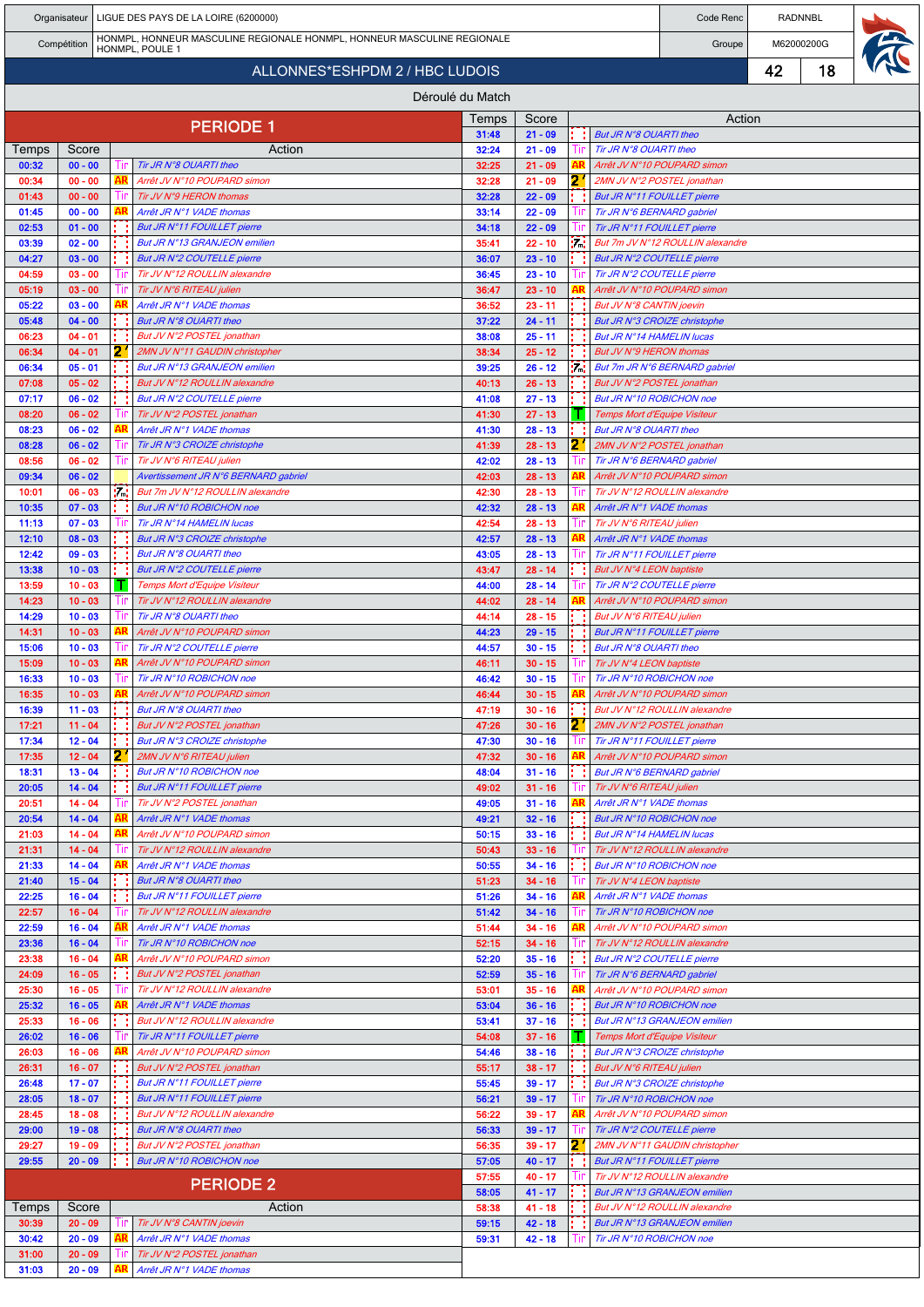| Organisateur | LIGUE DES PAYS DE LA LOIRE (6200000) | Code Renc | RADNNBL |
|---|---|---|---|
| Compétition | HONMPL, HONNEUR MASCULINE REGIONALE HONMPL, HONNEUR MASCULINE REGIONALE HONMPL, POULE 1 | Groupe | M62000200G |

## ALLONNES*ESHPDM 2 / HBC LUDOIS — 42 / 18

### Déroulé du Match

## PERIODE 1

| Temps | Score | | Action |
|---|---|---|---|
| 00:32 | 00 - 00 | Tir | Tir JR N°8 OUARTI theo |
| 00:34 | 00 - 00 | AR | Arrêt JV N°10 POUPARD simon |
| 01:43 | 00 - 00 | Tir | Tir JV N°9 HERON thomas |
| 01:45 | 00 - 00 | AR | Arrêt JR N°1 VADE thomas |
| 02:53 | 01 - 00 | | But JR N°11 FOUILLET pierre |
| 03:39 | 02 - 00 | | But JR N°13 GRANJEON emilien |
| 04:27 | 03 - 00 | | But JR N°2 COUTELLE pierre |
| 04:59 | 03 - 00 | Tir | Tir JV N°12 ROULLIN alexandre |
| 05:19 | 03 - 00 | Tir | Tir JV N°6 RITEAU julien |
| 05:22 | 03 - 00 | AR | Arrêt JR N°1 VADE thomas |
| 05:48 | 04 - 00 | | But JR N°8 OUARTI theo |
| 06:23 | 04 - 01 | | But JV N°2 POSTEL jonathan |
| 06:34 | 04 - 01 | 2' | 2MN JV N°11 GAUDIN christopher |
| 06:34 | 05 - 01 | | But JR N°13 GRANJEON emilien |
| 07:08 | 05 - 02 | | But JV N°12 ROULLIN alexandre |
| 07:17 | 06 - 02 | | But JR N°2 COUTELLE pierre |
| 08:20 | 06 - 02 | Tir | Tir JV N°2 POSTEL jonathan |
| 08:23 | 06 - 02 | AR | Arrêt JR N°1 VADE thomas |
| 08:28 | 06 - 02 | Tir | Tir JR N°3 CROIZE christophe |
| 08:56 | 06 - 02 | Tir | Tir JV N°6 RITEAU julien |
| 09:34 | 06 - 02 | | Avertissement JR N°6 BERNARD gabriel |
| 10:01 | 06 - 03 | 7m | But 7m JV N°12 ROULLIN alexandre |
| 10:35 | 07 - 03 | | But JR N°10 ROBICHON noe |
| 11:13 | 07 - 03 | Tir | Tir JR N°14 HAMELIN lucas |
| 12:10 | 08 - 03 | | But JR N°3 CROIZE christophe |
| 12:42 | 09 - 03 | | But JR N°8 OUARTI theo |
| 13:38 | 10 - 03 | | But JR N°2 COUTELLE pierre |
| 13:59 | 10 - 03 | T | Temps Mort d'Equipe Visiteur |
| 14:23 | 10 - 03 | Tir | Tir JV N°12 ROULLIN alexandre |
| 14:29 | 10 - 03 | Tir | Tir JR N°8 OUARTI theo |
| 14:31 | 10 - 03 | AR | Arrêt JV N°10 POUPARD simon |
| 15:06 | 10 - 03 | Tir | Tir JR N°2 COUTELLE pierre |
| 15:09 | 10 - 03 | AR | Arrêt JV N°10 POUPARD simon |
| 16:33 | 10 - 03 | Tir | Tir JR N°10 ROBICHON noe |
| 16:35 | 10 - 03 | AR | Arrêt JV N°10 POUPARD simon |
| 16:39 | 11 - 03 | | But JR N°8 OUARTI theo |
| 17:21 | 11 - 04 | | But JV N°2 POSTEL jonathan |
| 17:34 | 12 - 04 | | But JR N°3 CROIZE christophe |
| 17:35 | 12 - 04 | 2' | 2MN JV N°6 RITEAU julien |
| 18:31 | 13 - 04 | | But JR N°10 ROBICHON noe |
| 20:05 | 14 - 04 | | But JR N°11 FOUILLET pierre |
| 20:51 | 14 - 04 | Tir | Tir JV N°2 POSTEL jonathan |
| 20:54 | 14 - 04 | AR | Arrêt JR N°1 VADE thomas |
| 21:03 | 14 - 04 | AR | Arrêt JV N°10 POUPARD simon |
| 21:31 | 14 - 04 | Tir | Tir JV N°12 ROULLIN alexandre |
| 21:33 | 14 - 04 | AR | Arrêt JR N°1 VADE thomas |
| 21:40 | 15 - 04 | | But JR N°8 OUARTI theo |
| 22:25 | 16 - 04 | | But JR N°11 FOUILLET pierre |
| 22:57 | 16 - 04 | Tir | Tir JV N°12 ROULLIN alexandre |
| 22:59 | 16 - 04 | AR | Arrêt JR N°1 VADE thomas |
| 23:36 | 16 - 04 | Tir | Tir JR N°10 ROBICHON noe |
| 23:38 | 16 - 04 | AR | Arrêt JV N°10 POUPARD simon |
| 24:09 | 16 - 05 | | But JV N°2 POSTEL jonathan |
| 25:30 | 16 - 05 | Tir | Tir JV N°12 ROULLIN alexandre |
| 25:32 | 16 - 05 | AR | Arrêt JR N°1 VADE thomas |
| 25:33 | 16 - 06 | | But JV N°12 ROULLIN alexandre |
| 26:02 | 16 - 06 | Tir | Tir JR N°11 FOUILLET pierre |
| 26:03 | 16 - 06 | AR | Arrêt JV N°10 POUPARD simon |
| 26:31 | 16 - 07 | | But JV N°2 POSTEL jonathan |
| 26:48 | 17 - 07 | | But JR N°11 FOUILLET pierre |
| 28:05 | 18 - 07 | | But JR N°11 FOUILLET pierre |
| 28:45 | 18 - 08 | | But JV N°12 ROULLIN alexandre |
| 29:00 | 19 - 08 | | But JR N°8 OUARTI theo |
| 29:27 | 19 - 09 | | But JV N°2 POSTEL jonathan |
| 29:55 | 20 - 09 | | But JR N°10 ROBICHON noe |

## PERIODE 2

| Temps | Score | | Action |
|---|---|---|---|
| 30:39 | 20 - 09 | Tir | Tir JV N°8 CANTIN joevin |
| 30:42 | 20 - 09 | AR | Arrêt JR N°1 VADE thomas |
| 31:00 | 20 - 09 | Tir | Tir JV N°2 POSTEL jonathan |
| 31:03 | 20 - 09 | AR | Arrêt JR N°1 VADE thomas |
| 31:48 | 21 - 09 | | But JR N°8 OUARTI theo |
| 32:24 | 21 - 09 | Tir | Tir JR N°8 OUARTI theo |
| 32:25 | 21 - 09 | AR | Arrêt JV N°10 POUPARD simon |
| 32:28 | 21 - 09 | 2' | 2MN JV N°2 POSTEL jonathan |
| 32:28 | 22 - 09 | | But JR N°11 FOUILLET pierre |
| 33:14 | 22 - 09 | Tir | Tir JR N°6 BERNARD gabriel |
| 34:18 | 22 - 09 | Tir | Tir JR N°11 FOUILLET pierre |
| 35:41 | 22 - 10 | 7m | But 7m JV N°12 ROULLIN alexandre |
| 36:07 | 23 - 10 | | But JR N°2 COUTELLE pierre |
| 36:45 | 23 - 10 | Tir | Tir JR N°2 COUTELLE pierre |
| 36:47 | 23 - 10 | AR | Arrêt JV N°10 POUPARD simon |
| 36:52 | 23 - 11 | | But JV N°8 CANTIN joevin |
| 37:22 | 24 - 11 | | But JR N°3 CROIZE christophe |
| 38:08 | 25 - 11 | | But JR N°14 HAMELIN lucas |
| 38:34 | 25 - 12 | | But JV N°9 HERON thomas |
| 39:25 | 26 - 12 | 7m | But 7m JR N°6 BERNARD gabriel |
| 40:13 | 26 - 13 | | But JV N°2 POSTEL jonathan |
| 41:08 | 27 - 13 | | But JR N°10 ROBICHON noe |
| 41:30 | 27 - 13 | T | Temps Mort d'Equipe Visiteur |
| 41:30 | 28 - 13 | | But JR N°8 OUARTI theo |
| 41:39 | 28 - 13 | 2' | 2MN JV N°2 POSTEL jonathan |
| 42:02 | 28 - 13 | Tir | Tir JR N°6 BERNARD gabriel |
| 42:03 | 28 - 13 | AR | Arrêt JV N°10 POUPARD simon |
| 42:30 | 28 - 13 | Tir | Tir JV N°12 ROULLIN alexandre |
| 42:32 | 28 - 13 | AR | Arrêt JR N°1 VADE thomas |
| 42:54 | 28 - 13 | Tir | Tir JV N°6 RITEAU julien |
| 42:57 | 28 - 13 | AR | Arrêt JR N°1 VADE thomas |
| 43:05 | 28 - 13 | Tir | Tir JR N°11 FOUILLET pierre |
| 43:47 | 28 - 14 | | But JV N°4 LEON baptiste |
| 44:00 | 28 - 14 | Tir | Tir JR N°2 COUTELLE pierre |
| 44:02 | 28 - 14 | AR | Arrêt JV N°10 POUPARD simon |
| 44:14 | 28 - 15 | | But JV N°6 RITEAU julien |
| 44:23 | 29 - 15 | | But JR N°11 FOUILLET pierre |
| 44:57 | 30 - 15 | | But JR N°8 OUARTI theo |
| 46:42 | 30 - 15 | Tir | Tir JV N°4 LEON baptiste |
| 46:42 | 30 - 15 | Tir | Tir JR N°10 ROBICHON noe |
| 46:44 | 30 - 15 | AR | Arrêt JV N°10 POUPARD simon |
| 47:19 | 30 - 16 | | But JV N°12 ROULLIN alexandre |
| 47:26 | 30 - 16 | 2' | 2MN JV N°2 POSTEL jonathan |
| 47:30 | 30 - 16 | Tir | Tir JR N°11 FOUILLET pierre |
| 47:32 | 30 - 16 | AR | Arrêt JV N°10 POUPARD simon |
| 48:04 | 31 - 16 | | But JR N°6 BERNARD gabriel |
| 49:02 | 31 - 16 | Tir | Tir JV N°6 RITEAU julien |
| 49:05 | 31 - 16 | AR | Arrêt JR N°1 VADE thomas |
| 49:21 | 32 - 16 | | But JR N°10 ROBICHON noe |
| 50:15 | 33 - 16 | | But JR N°14 HAMELIN lucas |
| 50:43 | 33 - 16 | Tir | Tir JV N°12 ROULLIN alexandre |
| 50:55 | 34 - 16 | | But JR N°10 ROBICHON noe |
| 51:23 | 34 - 16 | Tir | Tir JV N°4 LEON baptiste |
| 51:26 | 34 - 16 | AR | Arrêt JR N°1 VADE thomas |
| 51:42 | 34 - 16 | Tir | Tir JR N°10 ROBICHON noe |
| 51:44 | 34 - 16 | AR | Arrêt JV N°10 POUPARD simon |
| 52:15 | 34 - 16 | Tir | Tir JV N°12 ROULLIN alexandre |
| 52:20 | 35 - 16 | | But JR N°2 COUTELLE pierre |
| 52:59 | 35 - 16 | Tir | Tir JR N°6 BERNARD gabriel |
| 53:01 | 35 - 16 | AR | Arrêt JV N°10 POUPARD simon |
| 53:04 | 36 - 16 | | But JR N°10 ROBICHON noe |
| 53:41 | 37 - 16 | | But JR N°13 GRANJEON emilien |
| 54:08 | 37 - 16 | T | Temps Mort d'Equipe Visiteur |
| 54:46 | 38 - 16 | | But JR N°3 CROIZE christophe |
| 55:17 | 38 - 17 | | But JV N°6 RITEAU julien |
| 55:45 | 39 - 17 | | But JR N°3 CROIZE christophe |
| 56:21 | 39 - 17 | Tir | Tir JR N°10 ROBICHON noe |
| 56:22 | 39 - 17 | AR | Arrêt JV N°10 POUPARD simon |
| 56:33 | 39 - 17 | Tir | Tir JR N°2 COUTELLE pierre |
| 56:35 | 39 - 17 | 2' | 2MN JV N°11 GAUDIN christopher |
| 57:05 | 40 - 17 | | But JR N°11 FOUILLET pierre |
| 57:55 | 40 - 17 | Tir | Tir JV N°12 ROULLIN alexandre |
| 58:05 | 41 - 17 | | But JR N°13 GRANJEON emilien |
| 58:38 | 41 - 18 | | But JV N°12 ROULLIN alexandre |
| 59:15 | 42 - 18 | | But JR N°13 GRANJEON emilien |
| 59:31 | 42 - 18 | Tir | Tir JR N°10 ROBICHON noe |